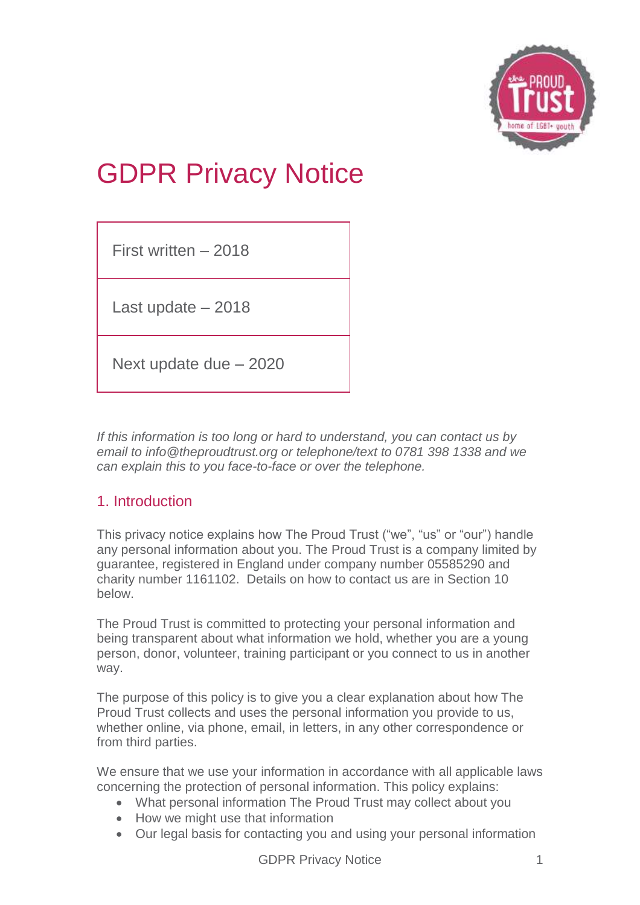# GDPR Privacy Notice

| First written – 2018 |
|---|
| Last update – 2018 |
| Next update due – 2020 |

*If this information is too long or hard to understand, you can contact us by email to info@theproudtrust.org or telephone/text to 0781 398 1338 and we can explain this to you face-to-face or over the telephone.*

## 1. Introduction

This privacy notice explains how The Proud Trust ("we", "us" or "our") handle any personal information about you. The Proud Trust is a company limited by guarantee, registered in England under company number 05585290 and charity number 1161102. Details on how to contact us are in Section 10 below.

The Proud Trust is committed to protecting your personal information and being transparent about what information we hold, whether you are a young person, donor, volunteer, training participant or you connect to us in another way.

The purpose of this policy is to give you a clear explanation about how The Proud Trust collects and uses the personal information you provide to us, whether online, via phone, email, in letters, in any other correspondence or from third parties.

We ensure that we use your information in accordance with all applicable laws concerning the protection of personal information. This policy explains:

- What personal information The Proud Trust may collect about you
- How we might use that information
- Our legal basis for contacting you and using your personal information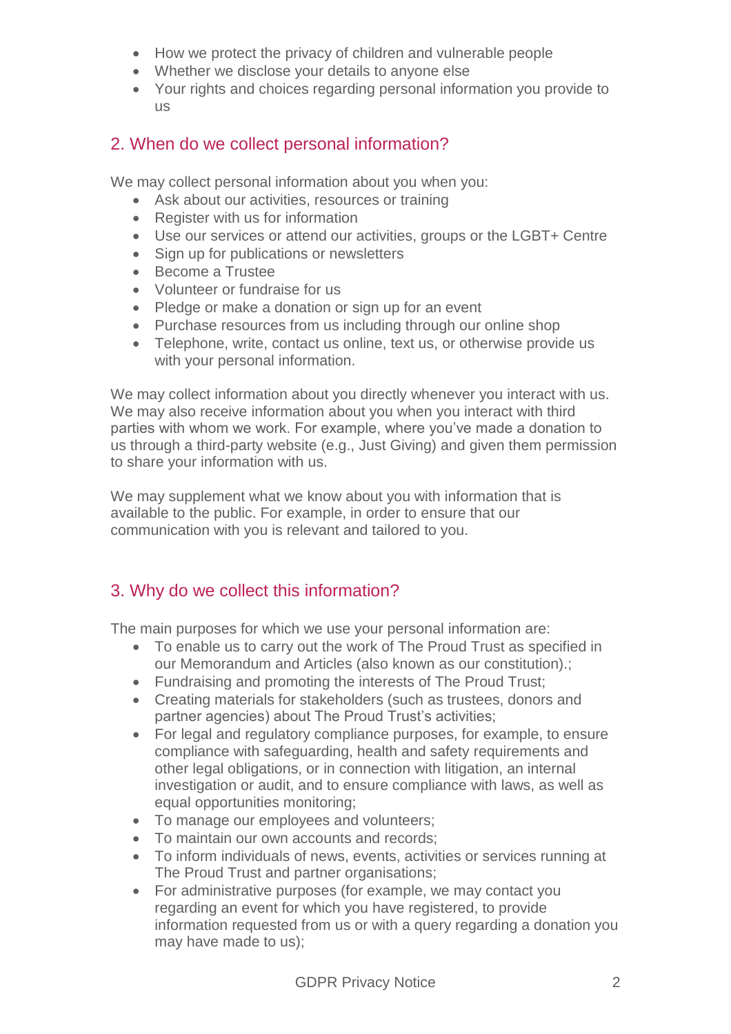- How we protect the privacy of children and vulnerable people
- Whether we disclose your details to anyone else
- Your rights and choices regarding personal information you provide to us

## 2. When do we collect personal information?

We may collect personal information about you when you:

- Ask about our activities, resources or training
- Register with us for information
- Use our services or attend our activities, groups or the LGBT+ Centre
- Sign up for publications or newsletters
- Become a Trustee
- Volunteer or fundraise for us
- Pledge or make a donation or sign up for an event
- Purchase resources from us including through our online shop
- Telephone, write, contact us online, text us, or otherwise provide us with your personal information.

We may collect information about you directly whenever you interact with us. We may also receive information about you when you interact with third parties with whom we work. For example, where you've made a donation to us through a third-party website (e.g., Just Giving) and given them permission to share your information with us.

We may supplement what we know about you with information that is available to the public. For example, in order to ensure that our communication with you is relevant and tailored to you.

## 3. Why do we collect this information?

The main purposes for which we use your personal information are:

- To enable us to carry out the work of The Proud Trust as specified in our Memorandum and Articles (also known as our constitution).;
- Fundraising and promoting the interests of The Proud Trust;
- Creating materials for stakeholders (such as trustees, donors and partner agencies) about The Proud Trust's activities;
- For legal and regulatory compliance purposes, for example, to ensure compliance with safeguarding, health and safety requirements and other legal obligations, or in connection with litigation, an internal investigation or audit, and to ensure compliance with laws, as well as equal opportunities monitoring;
- To manage our employees and volunteers;
- To maintain our own accounts and records;
- To inform individuals of news, events, activities or services running at The Proud Trust and partner organisations;
- For administrative purposes (for example, we may contact you regarding an event for which you have registered, to provide information requested from us or with a query regarding a donation you may have made to us);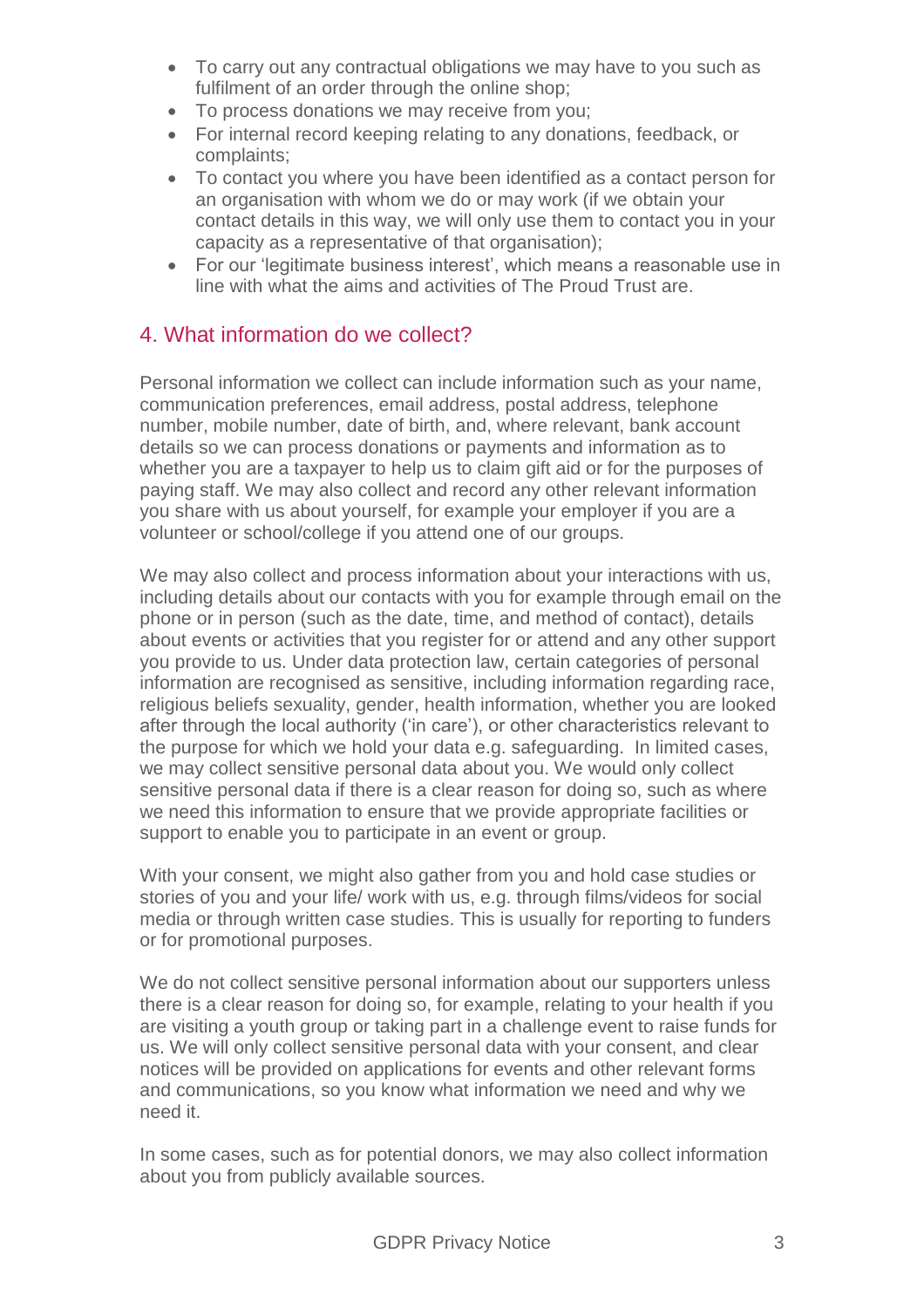- To carry out any contractual obligations we may have to you such as fulfilment of an order through the online shop;
- To process donations we may receive from you;
- For internal record keeping relating to any donations, feedback, or complaints;
- To contact you where you have been identified as a contact person for an organisation with whom we do or may work (if we obtain your contact details in this way, we will only use them to contact you in your capacity as a representative of that organisation);
- For our 'legitimate business interest', which means a reasonable use in line with what the aims and activities of The Proud Trust are.

## 4. What information do we collect?

Personal information we collect can include information such as your name, communication preferences, email address, postal address, telephone number, mobile number, date of birth, and, where relevant, bank account details so we can process donations or payments and information as to whether you are a taxpayer to help us to claim gift aid or for the purposes of paying staff. We may also collect and record any other relevant information you share with us about yourself, for example your employer if you are a volunteer or school/college if you attend one of our groups.

We may also collect and process information about your interactions with us, including details about our contacts with you for example through email on the phone or in person (such as the date, time, and method of contact), details about events or activities that you register for or attend and any other support you provide to us. Under data protection law, certain categories of personal information are recognised as sensitive, including information regarding race, religious beliefs sexuality, gender, health information, whether you are looked after through the local authority ('in care'), or other characteristics relevant to the purpose for which we hold your data e.g. safeguarding. In limited cases, we may collect sensitive personal data about you. We would only collect sensitive personal data if there is a clear reason for doing so, such as where we need this information to ensure that we provide appropriate facilities or support to enable you to participate in an event or group.

With your consent, we might also gather from you and hold case studies or stories of you and your life/ work with us, e.g. through films/videos for social media or through written case studies. This is usually for reporting to funders or for promotional purposes.

We do not collect sensitive personal information about our supporters unless there is a clear reason for doing so, for example, relating to your health if you are visiting a youth group or taking part in a challenge event to raise funds for us. We will only collect sensitive personal data with your consent, and clear notices will be provided on applications for events and other relevant forms and communications, so you know what information we need and why we need it.

In some cases, such as for potential donors, we may also collect information about you from publicly available sources.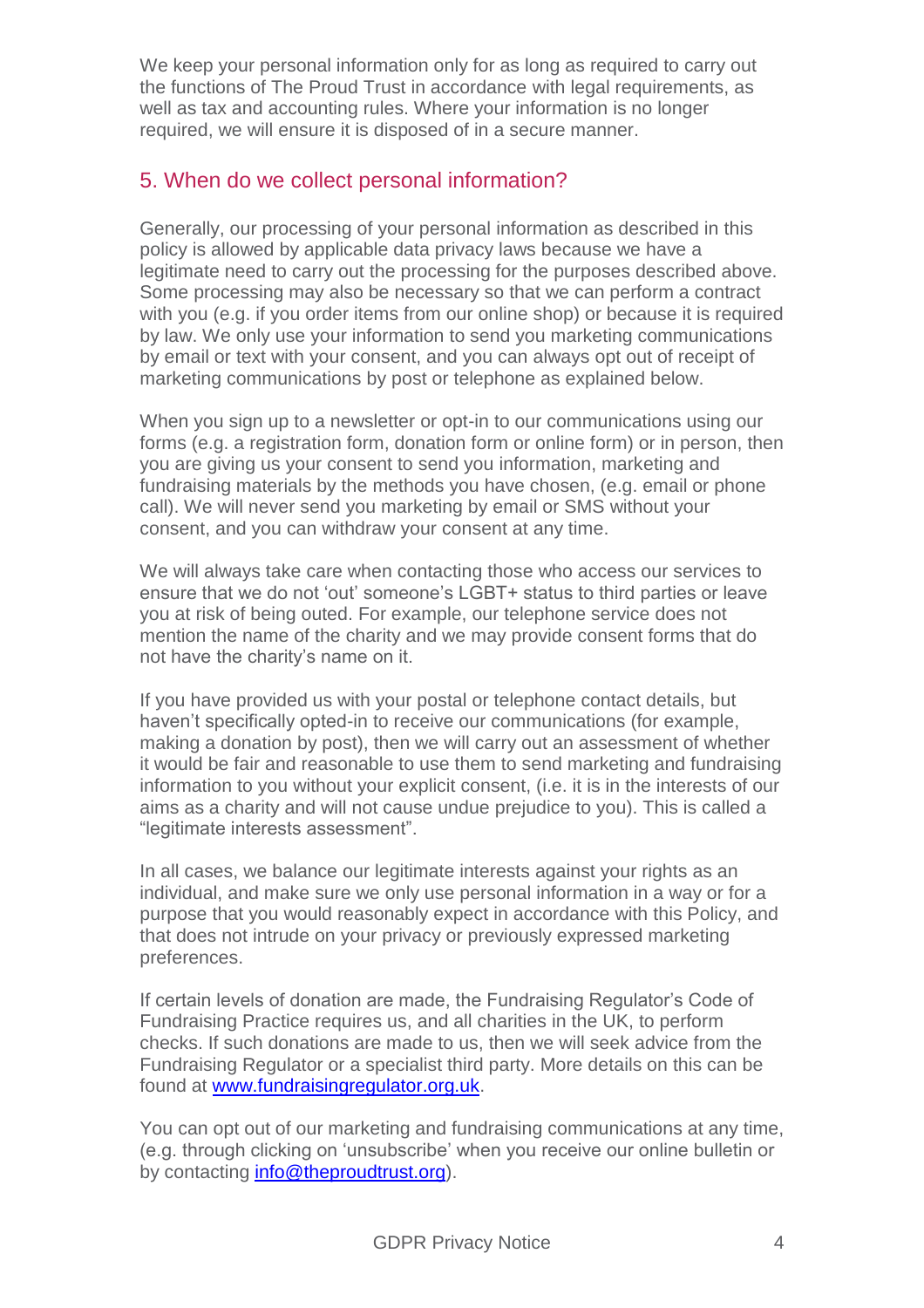We keep your personal information only for as long as required to carry out the functions of The Proud Trust in accordance with legal requirements, as well as tax and accounting rules. Where your information is no longer required, we will ensure it is disposed of in a secure manner.

## 5. When do we collect personal information?

Generally, our processing of your personal information as described in this policy is allowed by applicable data privacy laws because we have a legitimate need to carry out the processing for the purposes described above. Some processing may also be necessary so that we can perform a contract with you (e.g. if you order items from our online shop) or because it is required by law. We only use your information to send you marketing communications by email or text with your consent, and you can always opt out of receipt of marketing communications by post or telephone as explained below.

When you sign up to a newsletter or opt-in to our communications using our forms (e.g. a registration form, donation form or online form) or in person, then you are giving us your consent to send you information, marketing and fundraising materials by the methods you have chosen, (e.g. email or phone call). We will never send you marketing by email or SMS without your consent, and you can withdraw your consent at any time.

We will always take care when contacting those who access our services to ensure that we do not 'out' someone's LGBT+ status to third parties or leave you at risk of being outed. For example, our telephone service does not mention the name of the charity and we may provide consent forms that do not have the charity's name on it.

If you have provided us with your postal or telephone contact details, but haven't specifically opted-in to receive our communications (for example, making a donation by post), then we will carry out an assessment of whether it would be fair and reasonable to use them to send marketing and fundraising information to you without your explicit consent, (i.e. it is in the interests of our aims as a charity and will not cause undue prejudice to you). This is called a "legitimate interests assessment".

In all cases, we balance our legitimate interests against your rights as an individual, and make sure we only use personal information in a way or for a purpose that you would reasonably expect in accordance with this Policy, and that does not intrude on your privacy or previously expressed marketing preferences.

If certain levels of donation are made, the Fundraising Regulator's Code of Fundraising Practice requires us, and all charities in the UK, to perform checks. If such donations are made to us, then we will seek advice from the Fundraising Regulator or a specialist third party. More details on this can be found at [www.fundraisingregulator.org.uk](http://www.fundraisingregulator.org.uk).

You can opt out of our marketing and fundraising communications at any time, (e.g. through clicking on 'unsubscribe' when you receive our online bulletin or by contacting [info@theproudtrust.org](mailto:info@theproudtrust.org)).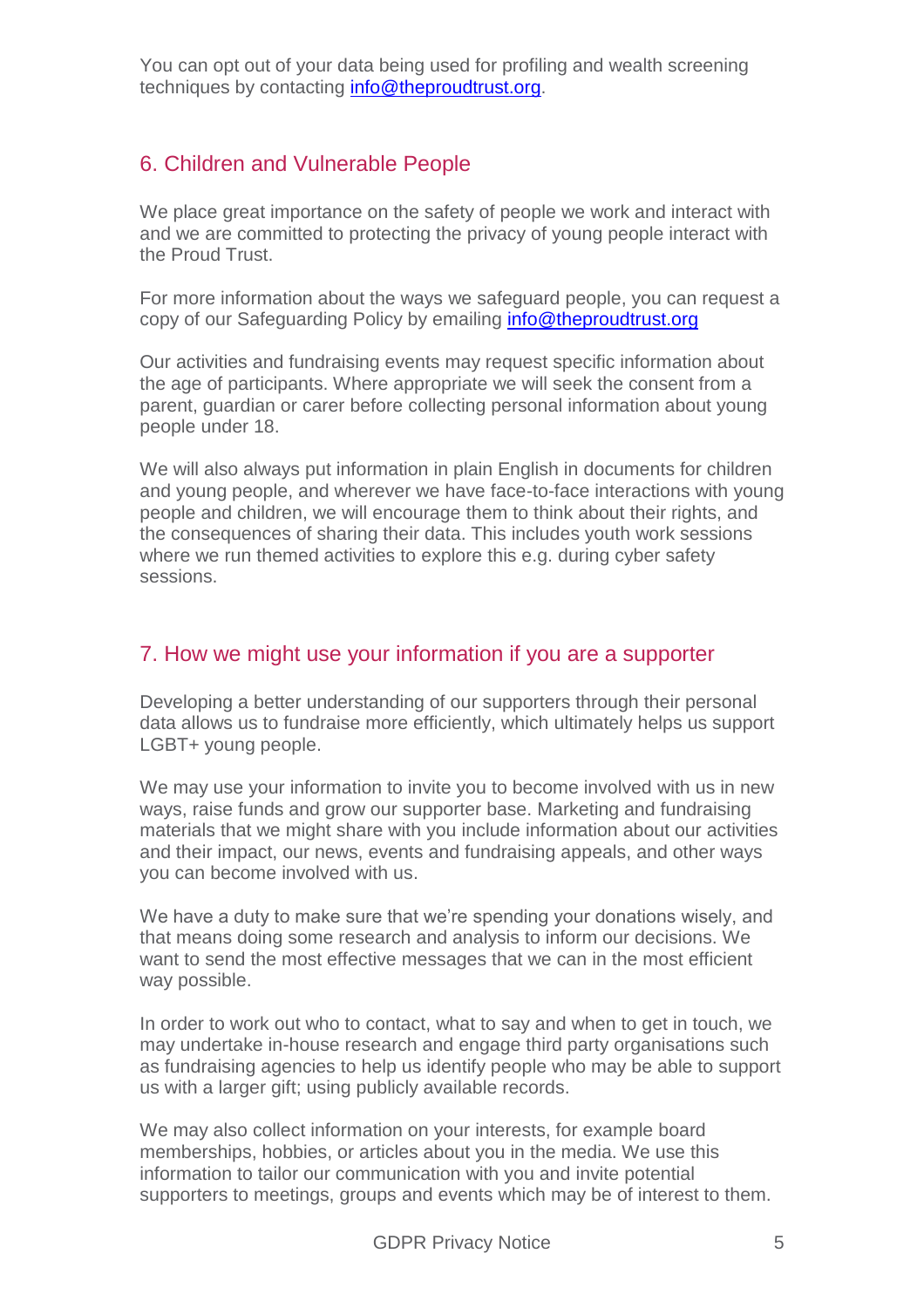You can opt out of your data being used for profiling and wealth screening techniques by contacting info@theproudtrust.org.

## 6. Children and Vulnerable People

We place great importance on the safety of people we work and interact with and we are committed to protecting the privacy of young people interact with the Proud Trust.

For more information about the ways we safeguard people, you can request a copy of our Safeguarding Policy by emailing info@theproudtrust.org

Our activities and fundraising events may request specific information about the age of participants. Where appropriate we will seek the consent from a parent, guardian or carer before collecting personal information about young people under 18.

We will also always put information in plain English in documents for children and young people, and wherever we have face-to-face interactions with young people and children, we will encourage them to think about their rights, and the consequences of sharing their data. This includes youth work sessions where we run themed activities to explore this e.g. during cyber safety sessions.

## 7. How we might use your information if you are a supporter

Developing a better understanding of our supporters through their personal data allows us to fundraise more efficiently, which ultimately helps us support LGBT+ young people.

We may use your information to invite you to become involved with us in new ways, raise funds and grow our supporter base. Marketing and fundraising materials that we might share with you include information about our activities and their impact, our news, events and fundraising appeals, and other ways you can become involved with us.

We have a duty to make sure that we're spending your donations wisely, and that means doing some research and analysis to inform our decisions. We want to send the most effective messages that we can in the most efficient way possible.

In order to work out who to contact, what to say and when to get in touch, we may undertake in-house research and engage third party organisations such as fundraising agencies to help us identify people who may be able to support us with a larger gift; using publicly available records.

We may also collect information on your interests, for example board memberships, hobbies, or articles about you in the media. We use this information to tailor our communication with you and invite potential supporters to meetings, groups and events which may be of interest to them.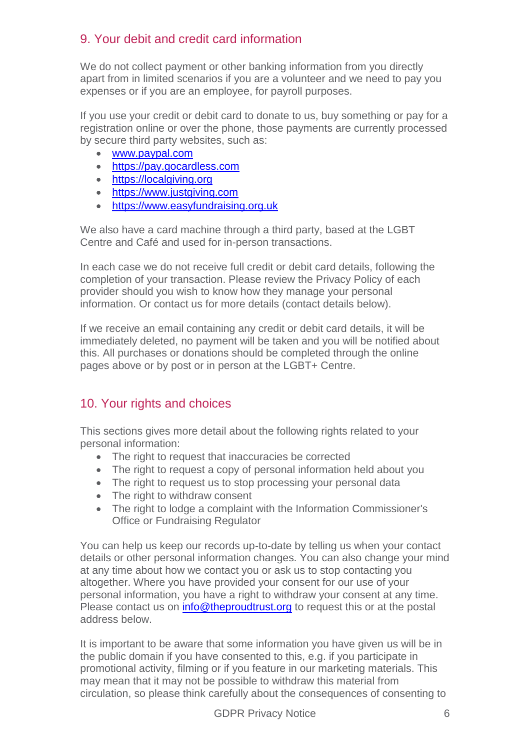## 9. Your debit and credit card information

We do not collect payment or other banking information from you directly apart from in limited scenarios if you are a volunteer and we need to pay you expenses or if you are an employee, for payroll purposes.

If you use your credit or debit card to donate to us, buy something or pay for a registration online or over the phone, those payments are currently processed by secure third party websites, such as:

- www.paypal.com
- https://pay.gocardless.com
- https://localgiving.org
- https://www.justgiving.com
- https://www.easyfundraising.org.uk

We also have a card machine through a third party, based at the LGBT Centre and Café and used for in-person transactions.

In each case we do not receive full credit or debit card details, following the completion of your transaction. Please review the Privacy Policy of each provider should you wish to know how they manage your personal information. Or contact us for more details (contact details below).

If we receive an email containing any credit or debit card details, it will be immediately deleted, no payment will be taken and you will be notified about this. All purchases or donations should be completed through the online pages above or by post or in person at the LGBT+ Centre.

## 10. Your rights and choices

This sections gives more detail about the following rights related to your personal information:

- The right to request that inaccuracies be corrected
- The right to request a copy of personal information held about you
- The right to request us to stop processing your personal data
- The right to withdraw consent
- The right to lodge a complaint with the Information Commissioner's Office or Fundraising Regulator

You can help us keep our records up-to-date by telling us when your contact details or other personal information changes. You can also change your mind at any time about how we contact you or ask us to stop contacting you altogether. Where you have provided your consent for our use of your personal information, you have a right to withdraw your consent at any time. Please contact us on info@theproudtrust.org to request this or at the postal address below.

It is important to be aware that some information you have given us will be in the public domain if you have consented to this, e.g. if you participate in promotional activity, filming or if you feature in our marketing materials. This may mean that it may not be possible to withdraw this material from circulation, so please think carefully about the consequences of consenting to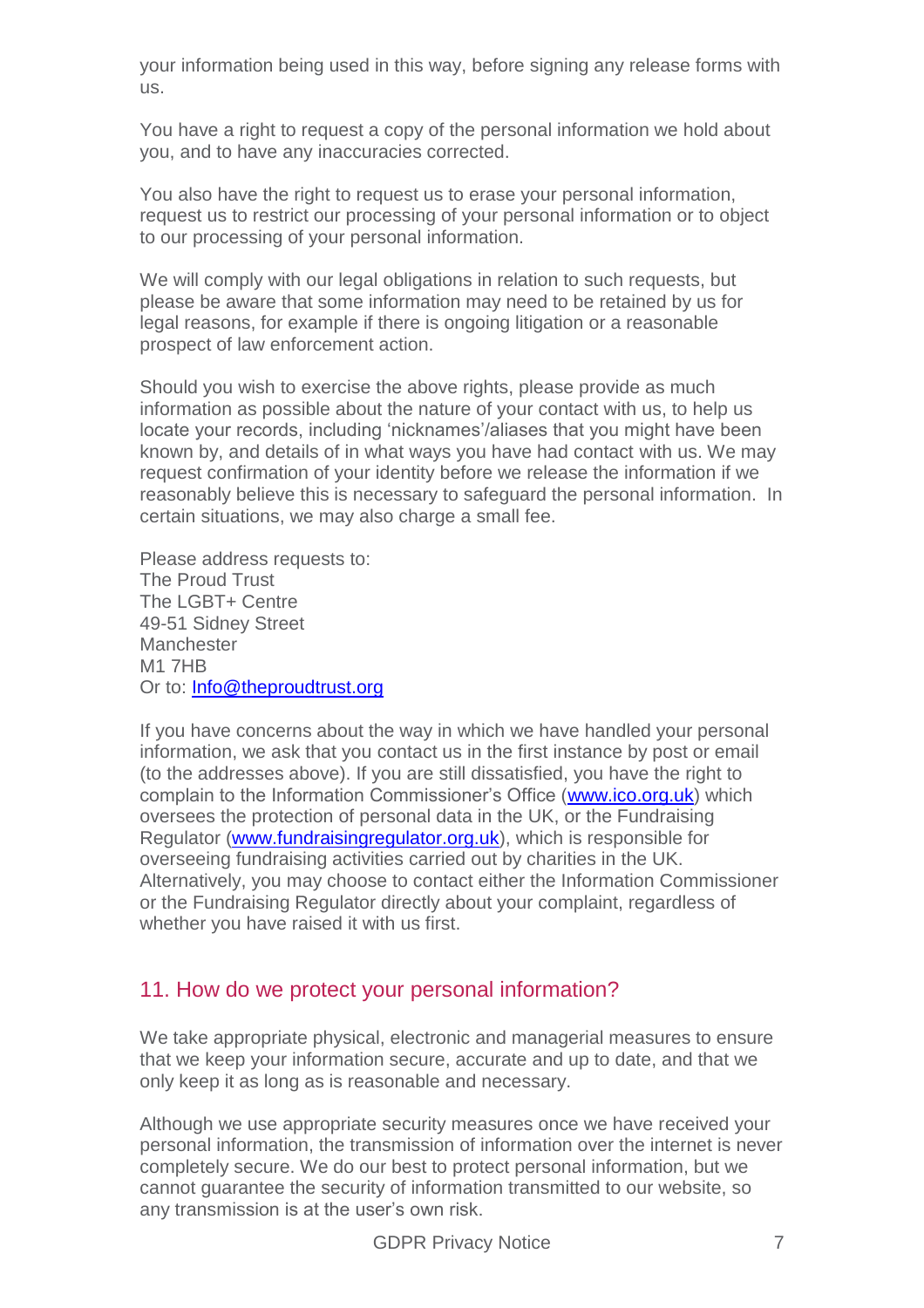your information being used in this way, before signing any release forms with us.

You have a right to request a copy of the personal information we hold about you, and to have any inaccuracies corrected.

You also have the right to request us to erase your personal information, request us to restrict our processing of your personal information or to object to our processing of your personal information.

We will comply with our legal obligations in relation to such requests, but please be aware that some information may need to be retained by us for legal reasons, for example if there is ongoing litigation or a reasonable prospect of law enforcement action.

Should you wish to exercise the above rights, please provide as much information as possible about the nature of your contact with us, to help us locate your records, including 'nicknames'/aliases that you might have been known by, and details of in what ways you have had contact with us. We may request confirmation of your identity before we release the information if we reasonably believe this is necessary to safeguard the personal information. In certain situations, we may also charge a small fee.

Please address requests to:
The Proud Trust
The LGBT+ Centre
49-51 Sidney Street
Manchester
M1 7HB
Or to: [Info@theproudtrust.org](mailto:Info@theproudtrust.org)

If you have concerns about the way in which we have handled your personal information, we ask that you contact us in the first instance by post or email (to the addresses above). If you are still dissatisfied, you have the right to complain to the Information Commissioner's Office ([www.ico.org.uk](http://www.ico.org.uk)) which oversees the protection of personal data in the UK, or the Fundraising Regulator ([www.fundraisingregulator.org.uk](http://www.fundraisingregulator.org.uk)), which is responsible for overseeing fundraising activities carried out by charities in the UK. Alternatively, you may choose to contact either the Information Commissioner or the Fundraising Regulator directly about your complaint, regardless of whether you have raised it with us first.

## 11. How do we protect your personal information?

We take appropriate physical, electronic and managerial measures to ensure that we keep your information secure, accurate and up to date, and that we only keep it as long as is reasonable and necessary.

Although we use appropriate security measures once we have received your personal information, the transmission of information over the internet is never completely secure. We do our best to protect personal information, but we cannot guarantee the security of information transmitted to our website, so any transmission is at the user's own risk.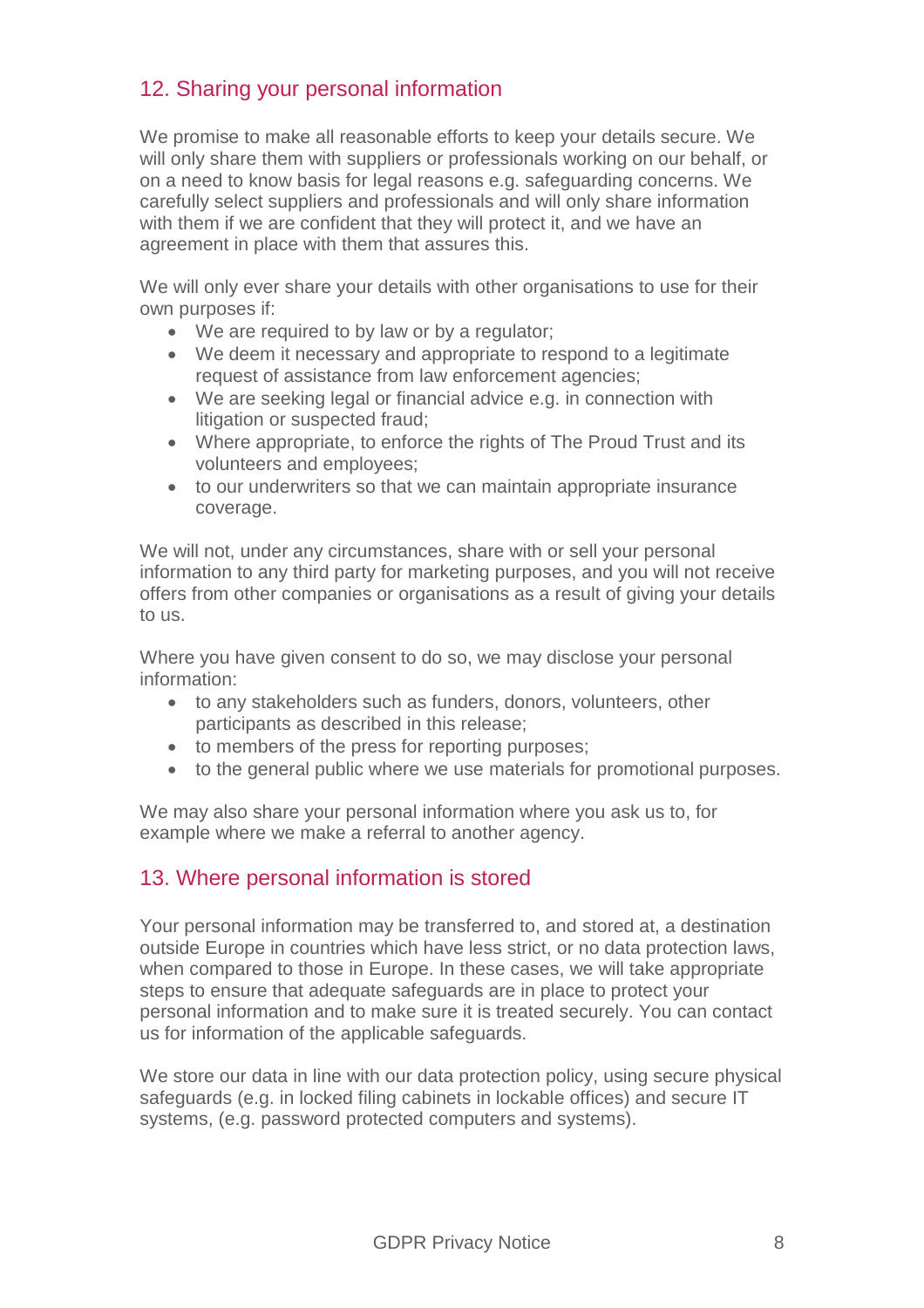## 12. Sharing your personal information

We promise to make all reasonable efforts to keep your details secure. We will only share them with suppliers or professionals working on our behalf, or on a need to know basis for legal reasons e.g. safeguarding concerns. We carefully select suppliers and professionals and will only share information with them if we are confident that they will protect it, and we have an agreement in place with them that assures this.

We will only ever share your details with other organisations to use for their own purposes if:

- We are required to by law or by a regulator;
- We deem it necessary and appropriate to respond to a legitimate request of assistance from law enforcement agencies;
- We are seeking legal or financial advice e.g. in connection with litigation or suspected fraud;
- Where appropriate, to enforce the rights of The Proud Trust and its volunteers and employees;
- to our underwriters so that we can maintain appropriate insurance coverage.

We will not, under any circumstances, share with or sell your personal information to any third party for marketing purposes, and you will not receive offers from other companies or organisations as a result of giving your details to us.

Where you have given consent to do so, we may disclose your personal information:

- to any stakeholders such as funders, donors, volunteers, other participants as described in this release;
- to members of the press for reporting purposes;
- to the general public where we use materials for promotional purposes.

We may also share your personal information where you ask us to, for example where we make a referral to another agency.

## 13. Where personal information is stored

Your personal information may be transferred to, and stored at, a destination outside Europe in countries which have less strict, or no data protection laws, when compared to those in Europe. In these cases, we will take appropriate steps to ensure that adequate safeguards are in place to protect your personal information and to make sure it is treated securely. You can contact us for information of the applicable safeguards.

We store our data in line with our data protection policy, using secure physical safeguards (e.g. in locked filing cabinets in lockable offices) and secure IT systems, (e.g. password protected computers and systems).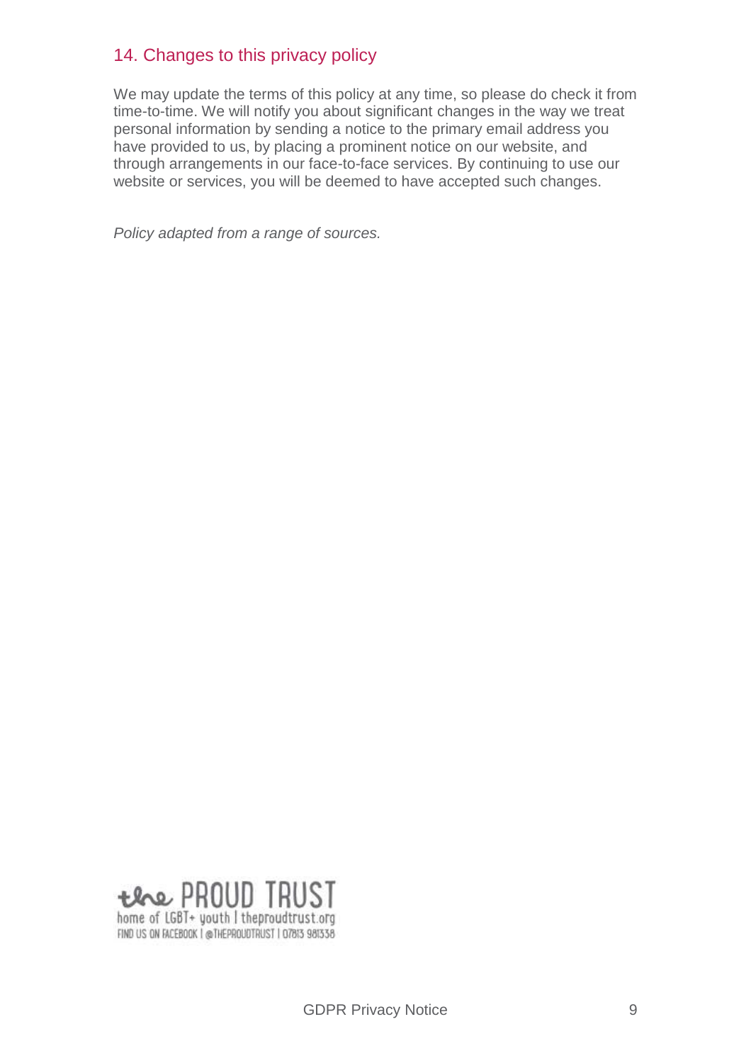## 14. Changes to this privacy policy

We may update the terms of this policy at any time, so please do check it from time-to-time. We will notify you about significant changes in the way we treat personal information by sending a notice to the primary email address you have provided to us, by placing a prominent notice on our website, and through arrangements in our face-to-face services. By continuing to use our website or services, you will be deemed to have accepted such changes.

*Policy adapted from a range of sources.*

the PROUD TRUST
home of LGBT+ youth | theproudtrust.org
FIND US ON FACEBOOK | @THEPROUDTRUST | 07813 981338